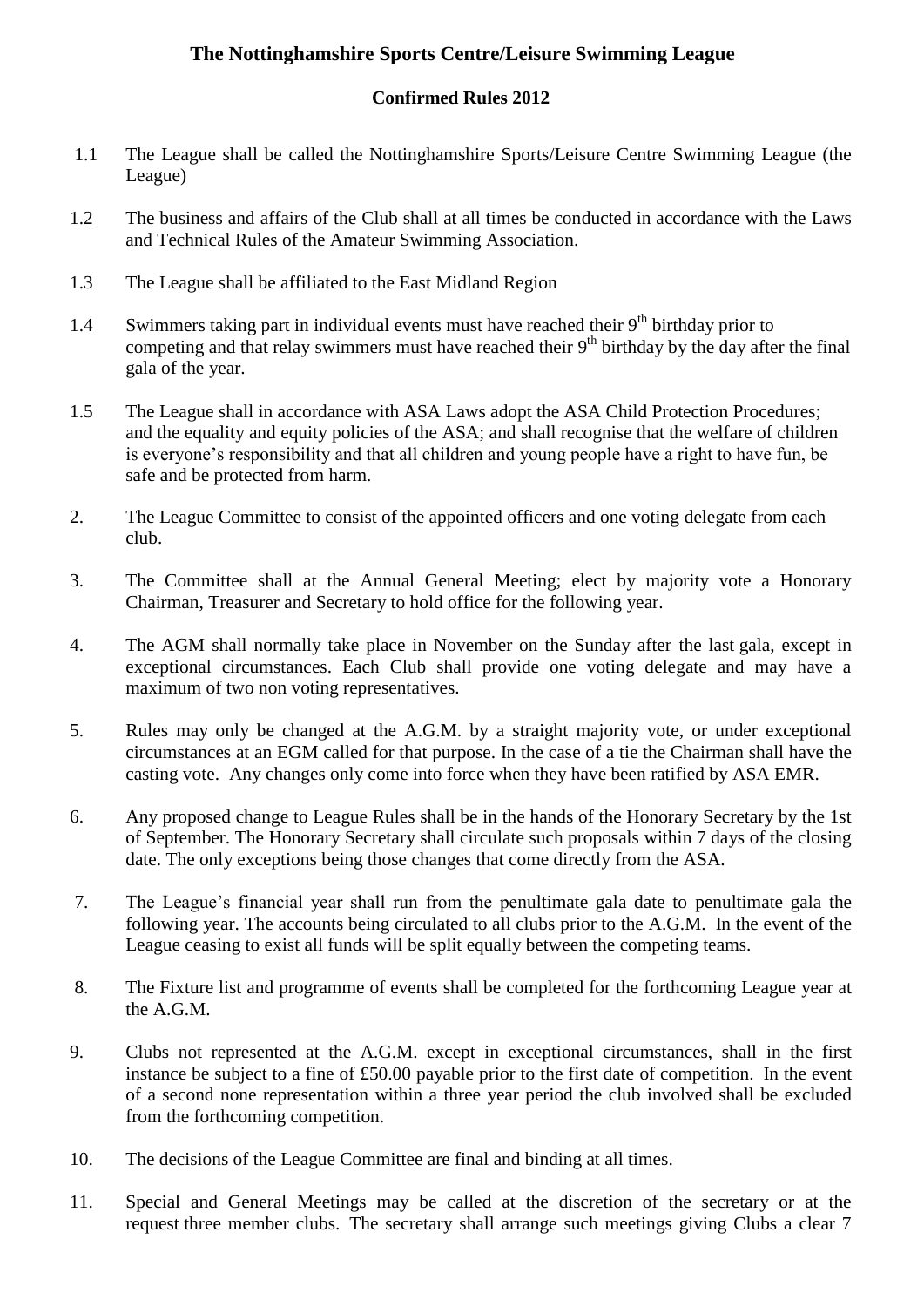# The Nottinghamshire Sports Centre/Leisure Swimming League

## Confirmed Rules 2012

1.1 The League shall be called the Nottinghamshire Sports/Leisure Centre Swimming League (the League)

1.2 The business and affairs of the Club shall at all times be conducted in accordance with the Laws and Technical Rules of the Amateur Swimming Association.

1.3 The League shall be affiliated to the East Midland Region

1.4 Swimmers taking part in individual events must have reached their 9th birthday prior to competing and that relay swimmers must have reached their 9th birthday by the day after the final gala of the year.

1.5 The League shall in accordance with ASA Laws adopt the ASA Child Protection Procedures; and the equality and equity policies of the ASA; and shall recognise that the welfare of children is everyone's responsibility and that all children and young people have a right to have fun, be safe and be protected from harm.

2. The League Committee to consist of the appointed officers and one voting delegate from each club.

3. The Committee shall at the Annual General Meeting; elect by majority vote a Honorary Chairman, Treasurer and Secretary to hold office for the following year.

4. The AGM shall normally take place in November on the Sunday after the last gala, except in exceptional circumstances. Each Club shall provide one voting delegate and may have a maximum of two non voting representatives.

5. Rules may only be changed at the A.G.M. by a straight majority vote, or under exceptional circumstances at an EGM called for that purpose. In the case of a tie the Chairman shall have the casting vote. Any changes only come into force when they have been ratified by ASA EMR.

6. Any proposed change to League Rules shall be in the hands of the Honorary Secretary by the 1st of September. The Honorary Secretary shall circulate such proposals within 7 days of the closing date. The only exceptions being those changes that come directly from the ASA.

7. The League's financial year shall run from the penultimate gala date to penultimate gala the following year. The accounts being circulated to all clubs prior to the A.G.M. In the event of the League ceasing to exist all funds will be split equally between the competing teams.

8. The Fixture list and programme of events shall be completed for the forthcoming League year at the A.G.M.

9. Clubs not represented at the A.G.M. except in exceptional circumstances, shall in the first instance be subject to a fine of £50.00 payable prior to the first date of competition. In the event of a second none representation within a three year period the club involved shall be excluded from the forthcoming competition.

10. The decisions of the League Committee are final and binding at all times.

11. Special and General Meetings may be called at the discretion of the secretary or at the request three member clubs. The secretary shall arrange such meetings giving Clubs a clear 7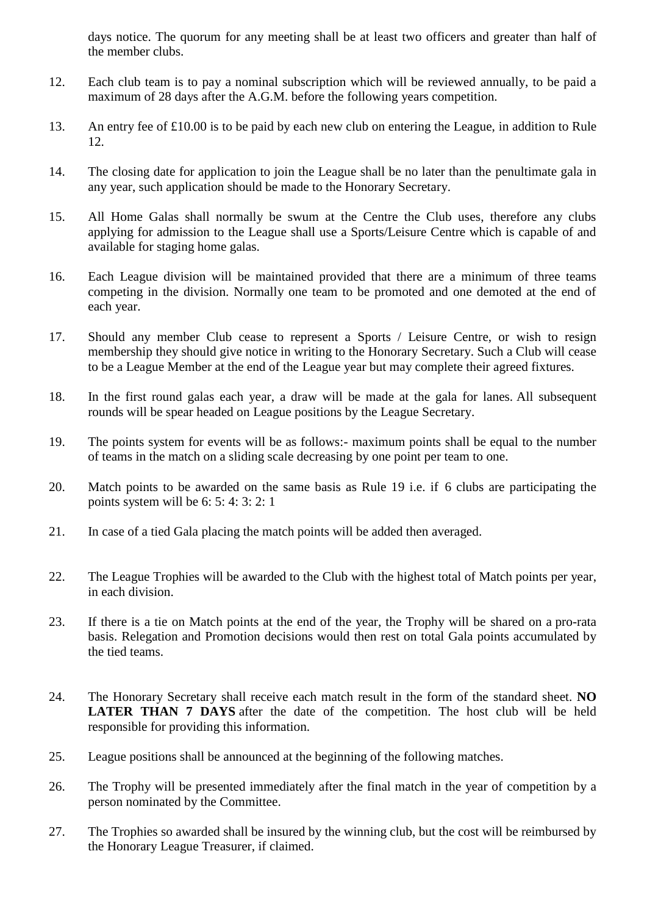days notice. The quorum for any meeting shall be at least two officers and greater than half of the member clubs.

12. Each club team is to pay a nominal subscription which will be reviewed annually, to be paid a maximum of 28 days after the A.G.M. before the following years competition.

13. An entry fee of £10.00 is to be paid by each new club on entering the League, in addition to Rule 12.

14. The closing date for application to join the League shall be no later than the penultimate gala in any year, such application should be made to the Honorary Secretary.

15. All Home Galas shall normally be swum at the Centre the Club uses, therefore any clubs applying for admission to the League shall use a Sports/Leisure Centre which is capable of and available for staging home galas.

16. Each League division will be maintained provided that there are a minimum of three teams competing in the division. Normally one team to be promoted and one demoted at the end of each year.

17. Should any member Club cease to represent a Sports / Leisure Centre, or wish to resign membership they should give notice in writing to the Honorary Secretary. Such a Club will cease to be a League Member at the end of the League year but may complete their agreed fixtures.

18. In the first round galas each year, a draw will be made at the gala for lanes. All subsequent rounds will be spear headed on League positions by the League Secretary.

19. The points system for events will be as follows:- maximum points shall be equal to the number of teams in the match on a sliding scale decreasing by one point per team to one.

20. Match points to be awarded on the same basis as Rule 19 i.e. if 6 clubs are participating the points system will be 6: 5: 4: 3: 2: 1

21. In case of a tied Gala placing the match points will be added then averaged.

22. The League Trophies will be awarded to the Club with the highest total of Match points per year, in each division.

23. If there is a tie on Match points at the end of the year, the Trophy will be shared on a pro-rata basis. Relegation and Promotion decisions would then rest on total Gala points accumulated by the tied teams.

24. The Honorary Secretary shall receive each match result in the form of the standard sheet. **NO LATER THAN 7 DAYS** after the date of the competition. The host club will be held responsible for providing this information.

25. League positions shall be announced at the beginning of the following matches.

26. The Trophy will be presented immediately after the final match in the year of competition by a person nominated by the Committee.

27. The Trophies so awarded shall be insured by the winning club, but the cost will be reimbursed by the Honorary League Treasurer, if claimed.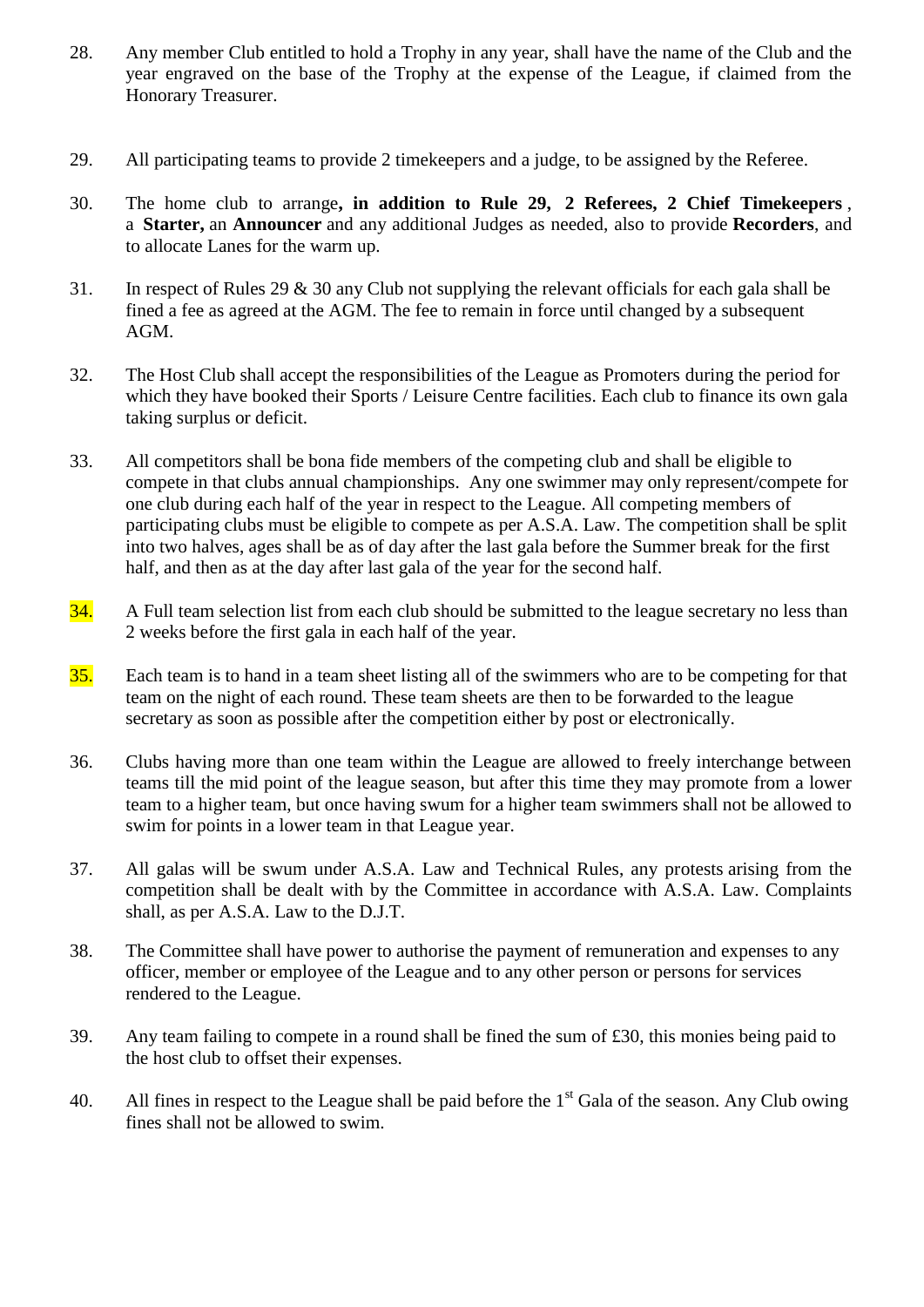28. Any member Club entitled to hold a Trophy in any year, shall have the name of the Club and the year engraved on the base of the Trophy at the expense of the League, if claimed from the Honorary Treasurer.

29. All participating teams to provide 2 timekeepers and a judge, to be assigned by the Referee.

30. The home club to arrange**, in addition to Rule 29, 2 Referees, 2 Chief Timekeepers** , a **Starter,** an **Announcer** and any additional Judges as needed, also to provide **Recorders**, and to allocate Lanes for the warm up.

31. In respect of Rules 29 & 30 any Club not supplying the relevant officials for each gala shall be fined a fee as agreed at the AGM. The fee to remain in force until changed by a subsequent AGM.

32. The Host Club shall accept the responsibilities of the League as Promoters during the period for which they have booked their Sports / Leisure Centre facilities. Each club to finance its own gala taking surplus or deficit.

33. All competitors shall be bona fide members of the competing club and shall be eligible to compete in that clubs annual championships. Any one swimmer may only represent/compete for one club during each half of the year in respect to the League. All competing members of participating clubs must be eligible to compete as per A.S.A. Law. The competition shall be split into two halves, ages shall be as of day after the last gala before the Summer break for the first half, and then as at the day after last gala of the year for the second half.

34. A Full team selection list from each club should be submitted to the league secretary no less than 2 weeks before the first gala in each half of the year.

35. Each team is to hand in a team sheet listing all of the swimmers who are to be competing for that team on the night of each round. These team sheets are then to be forwarded to the league secretary as soon as possible after the competition either by post or electronically.

36. Clubs having more than one team within the League are allowed to freely interchange between teams till the mid point of the league season, but after this time they may promote from a lower team to a higher team, but once having swum for a higher team swimmers shall not be allowed to swim for points in a lower team in that League year.

37. All galas will be swum under A.S.A. Law and Technical Rules, any protests arising from the competition shall be dealt with by the Committee in accordance with A.S.A. Law. Complaints shall, as per A.S.A. Law to the D.J.T.

38. The Committee shall have power to authorise the payment of remuneration and expenses to any officer, member or employee of the League and to any other person or persons for services rendered to the League.

39. Any team failing to compete in a round shall be fined the sum of £30, this monies being paid to the host club to offset their expenses.

40. All fines in respect to the League shall be paid before the 1st Gala of the season. Any Club owing fines shall not be allowed to swim.